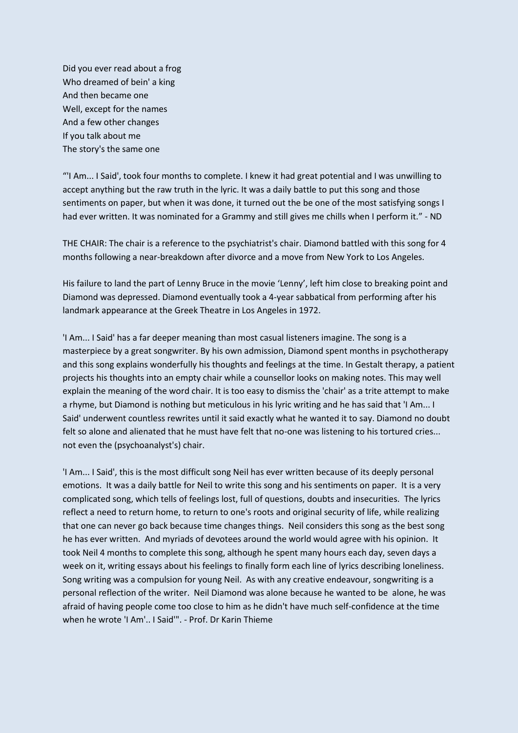Did you ever read about a frog
Who dreamed of bein' a king
And then became one
Well, except for the names
And a few other changes
If you talk about me
The story's the same one

"'I Am... I Said', took four months to complete. I knew it had great potential and I was unwilling to accept anything but the raw truth in the lyric. It was a daily battle to put this song and those sentiments on paper, but when it was done, it turned out the be one of the most satisfying songs I had ever written. It was nominated for a Grammy and still gives me chills when I perform it." - ND

THE CHAIR: The chair is a reference to the psychiatrist's chair. Diamond battled with this song for 4 months following a near-breakdown after divorce and a move from New York to Los Angeles.

His failure to land the part of Lenny Bruce in the movie 'Lenny', left him close to breaking point and Diamond was depressed. Diamond eventually took a 4-year sabbatical from performing after his landmark appearance at the Greek Theatre in Los Angeles in 1972.

'I Am... I Said' has a far deeper meaning than most casual listeners imagine. The song is a masterpiece by a great songwriter. By his own admission, Diamond spent months in psychotherapy and this song explains wonderfully his thoughts and feelings at the time. In Gestalt therapy, a patient projects his thoughts into an empty chair while a counsellor looks on making notes. This may well explain the meaning of the word chair. It is too easy to dismiss the 'chair' as a trite attempt to make a rhyme, but Diamond is nothing but meticulous in his lyric writing and he has said that 'I Am... I Said' underwent countless rewrites until it said exactly what he wanted it to say. Diamond no doubt felt so alone and alienated that he must have felt that no-one was listening to his tortured cries... not even the (psychoanalyst's) chair.

'I Am... I Said', this is the most difficult song Neil has ever written because of its deeply personal emotions. It was a daily battle for Neil to write this song and his sentiments on paper. It is a very complicated song, which tells of feelings lost, full of questions, doubts and insecurities. The lyrics reflect a need to return home, to return to one's roots and original security of life, while realizing that one can never go back because time changes things. Neil considers this song as the best song he has ever written. And myriads of devotees around the world would agree with his opinion. It took Neil 4 months to complete this song, although he spent many hours each day, seven days a week on it, writing essays about his feelings to finally form each line of lyrics describing loneliness. Song writing was a compulsion for young Neil. As with any creative endeavour, songwriting is a personal reflection of the writer. Neil Diamond was alone because he wanted to be alone, he was afraid of having people come too close to him as he didn't have much self-confidence at the time when he wrote 'I Am'.. I Said'". - Prof. Dr Karin Thieme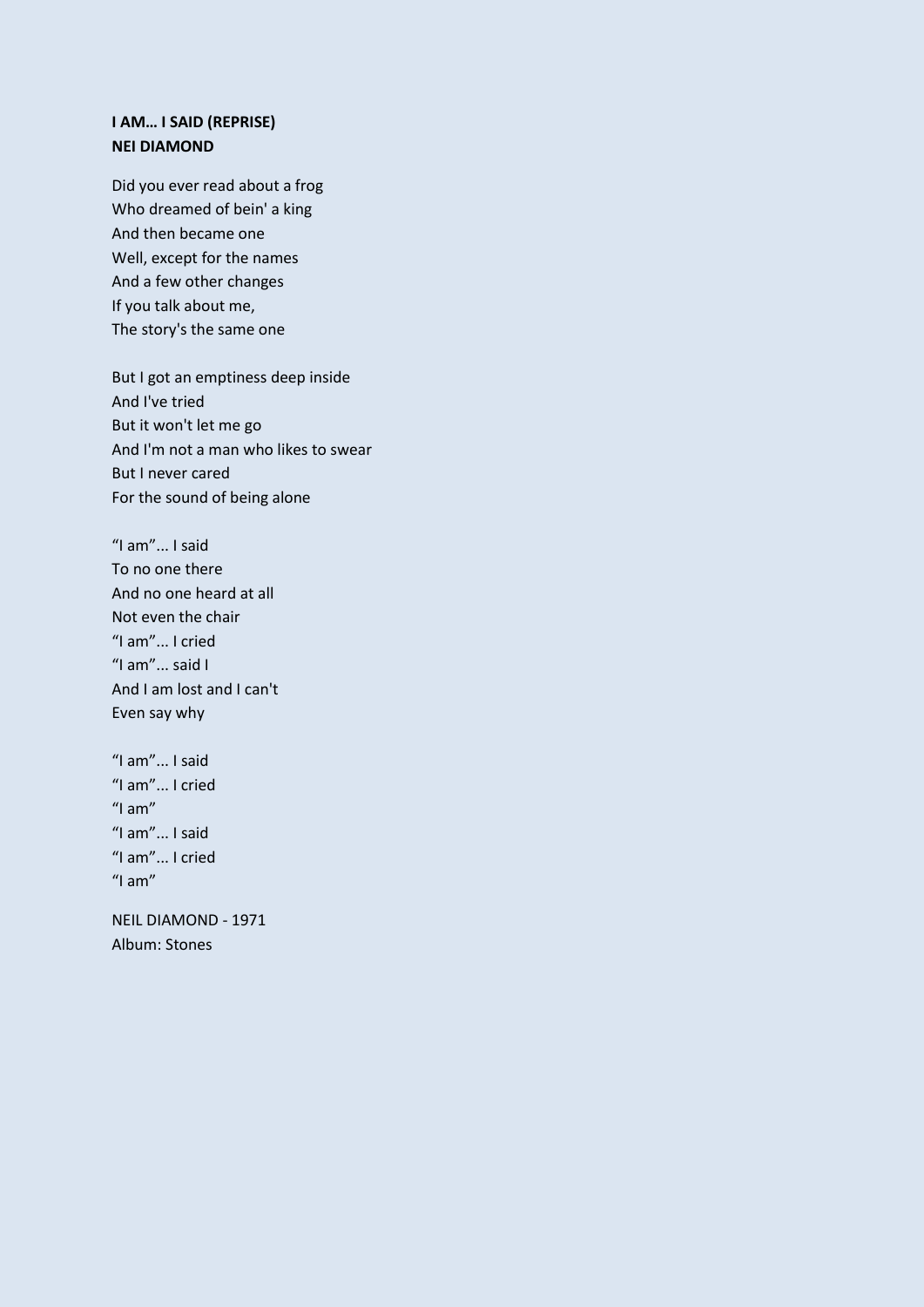**I AM… I SAID (REPRISE)**
**NEI DIAMOND**

Did you ever read about a frog
Who dreamed of bein' a king
And then became one
Well, except for the names
And a few other changes
If you talk about me,
The story's the same one

But I got an emptiness deep inside
And I've tried
But it won't let me go
And I'm not a man who likes to swear
But I never cared
For the sound of being alone

"I am"... I said
To no one there
And no one heard at all
Not even the chair
"I am"... I cried
"I am"... said I
And I am lost and I can't
Even say why

"I am"... I said
"I am"... I cried
"I am"
"I am"... I said
"I am"... I cried
"I am"

NEIL DIAMOND - 1971
Album: Stones